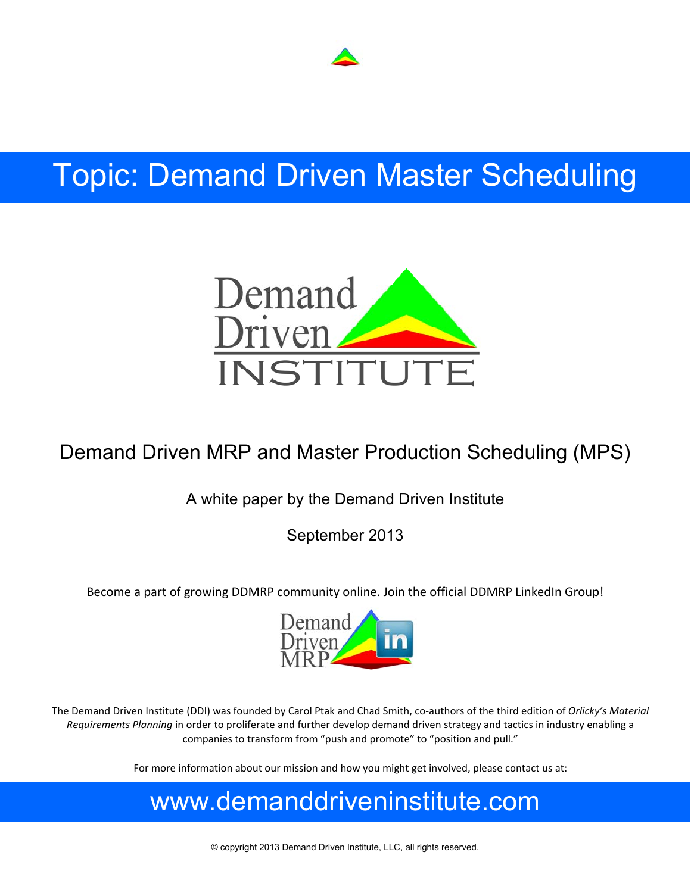# Topic: Demand Driven Master Scheduling

Demand Driven INSTITUTE

## Demand Driven MRP and Master Production Scheduling (MPS)

A white paper by the Demand Driven Institute

September 2013

Become a part of growing DDMRP community online. Join the official DDMRP LinkedIn Group!

Demand Driven MRP

The Demand Driven Institute (DDI) was founded by Carol Ptak and Chad Smith, co-authors of the third edition of *Orlicky's Material Requirements Planning* in order to proliferate and further develop demand driven strategy and tactics in industry enabling a companies to transform from "push and promote" to "position and pull."

For more information about our mission and how you might get involved, please contact us at:

## www.demanddriveninstitute.com

© copyright 2013 Demand Driven Institute, LLC, all rights reserved.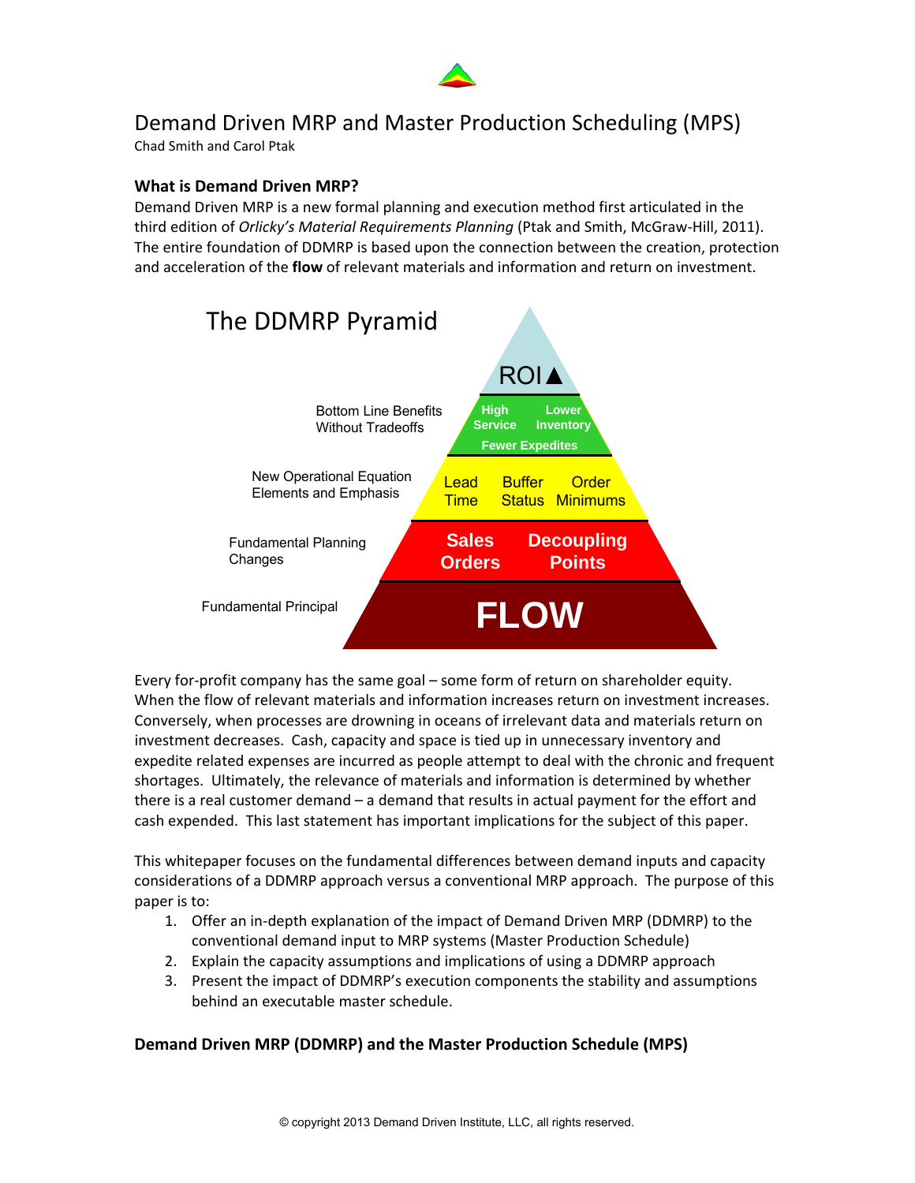# Demand Driven MRP and Master Production Scheduling (MPS)

Chad Smith and Carol Ptak

### What is Demand Driven MRP?

Demand Driven MRP is a new formal planning and execution method first articulated in the third edition of *Orlicky's Material Requirements Planning* (Ptak and Smith, McGraw-Hill, 2011). The entire foundation of DDMRP is based upon the connection between the creation, protection and acceleration of the **flow** of relevant materials and information and return on investment.

The DDMRP Pyramid

| Level | Pyramid Content |
| --- | --- |
| | ROI▲ |
| Bottom Line Benefits Without Tradeoffs | High Service, Lower Inventory, Fewer Expedites |
| New Operational Equation Elements and Emphasis | Lead Time, Buffer Status, Order Minimums |
| Fundamental Planning Changes | Sales Orders, Decoupling Points |
| Fundamental Principal | FLOW |

Every for-profit company has the same goal – some form of return on shareholder equity. When the flow of relevant materials and information increases return on investment increases. Conversely, when processes are drowning in oceans of irrelevant data and materials return on investment decreases. Cash, capacity and space is tied up in unnecessary inventory and expedite related expenses are incurred as people attempt to deal with the chronic and frequent shortages. Ultimately, the relevance of materials and information is determined by whether there is a real customer demand – a demand that results in actual payment for the effort and cash expended. This last statement has important implications for the subject of this paper.

This whitepaper focuses on the fundamental differences between demand inputs and capacity considerations of a DDMRP approach versus a conventional MRP approach. The purpose of this paper is to:

1. Offer an in-depth explanation of the impact of Demand Driven MRP (DDMRP) to the conventional demand input to MRP systems (Master Production Schedule)
2. Explain the capacity assumptions and implications of using a DDMRP approach
3. Present the impact of DDMRP's execution components the stability and assumptions behind an executable master schedule.

### Demand Driven MRP (DDMRP) and the Master Production Schedule (MPS)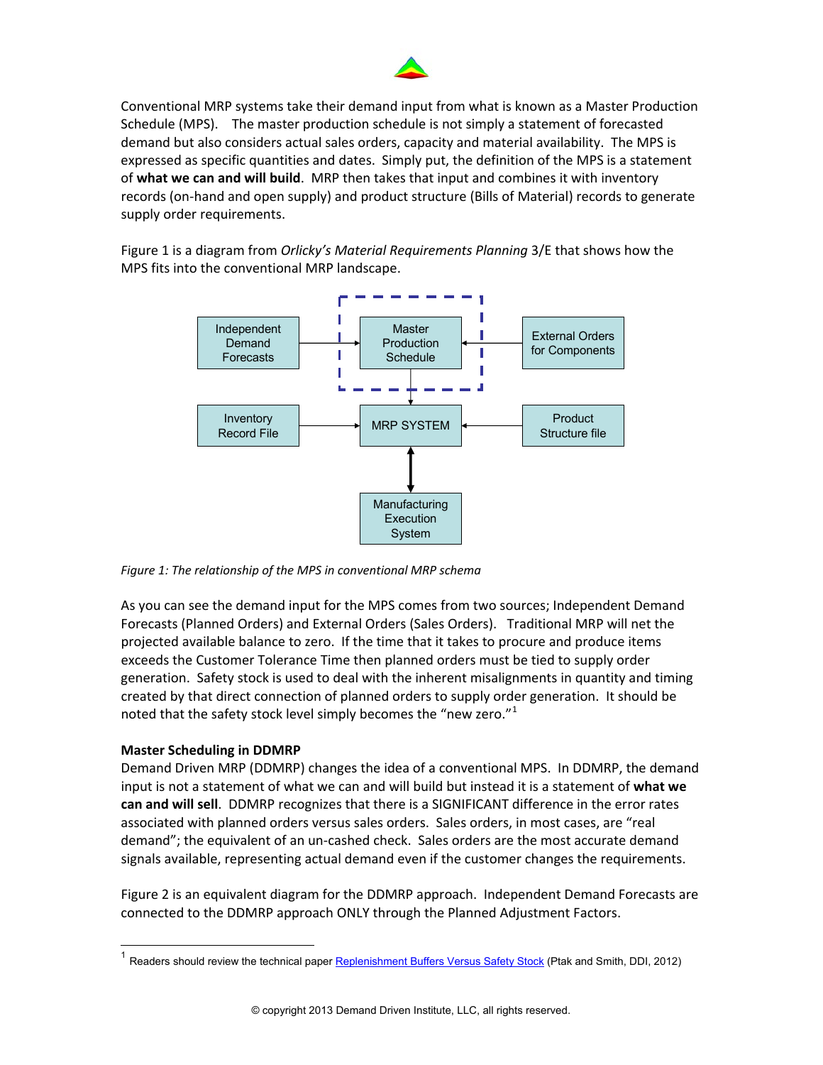Conventional MRP systems take their demand input from what is known as a Master Production Schedule (MPS). The master production schedule is not simply a statement of forecasted demand but also considers actual sales orders, capacity and material availability. The MPS is expressed as specific quantities and dates. Simply put, the definition of the MPS is a statement of **what we can and will build**. MRP then takes that input and combines it with inventory records (on-hand and open supply) and product structure (Bills of Material) records to generate supply order requirements.

Figure 1 is a diagram from *Orlicky's Material Requirements Planning* 3/E that shows how the MPS fits into the conventional MRP landscape.

Independent Demand Forecasts → Master Production Schedule ← External Orders for Components

Master Production Schedule → MRP SYSTEM

Inventory Record File → MRP SYSTEM ← Product Structure file

MRP SYSTEM ↔ Manufacturing Execution System

*Figure 1: The relationship of the MPS in conventional MRP schema*

As you can see the demand input for the MPS comes from two sources; Independent Demand Forecasts (Planned Orders) and External Orders (Sales Orders). Traditional MRP will net the projected available balance to zero. If the time that it takes to procure and produce items exceeds the Customer Tolerance Time then planned orders must be tied to supply order generation. Safety stock is used to deal with the inherent misalignments in quantity and timing created by that direct connection of planned orders to supply order generation. It should be noted that the safety stock level simply becomes the "new zero."[1]

**Master Scheduling in DDMRP**

Demand Driven MRP (DDMRP) changes the idea of a conventional MPS. In DDMRP, the demand input is not a statement of what we can and will build but instead it is a statement of **what we can and will sell**. DDMRP recognizes that there is a SIGNIFICANT difference in the error rates associated with planned orders versus sales orders. Sales orders, in most cases, are "real demand"; the equivalent of an un-cashed check. Sales orders are the most accurate demand signals available, representing actual demand even if the customer changes the requirements.

Figure 2 is an equivalent diagram for the DDMRP approach. Independent Demand Forecasts are connected to the DDMRP approach ONLY through the Planned Adjustment Factors.

[1] Readers should review the technical paper Replenishment Buffers Versus Safety Stock (Ptak and Smith, DDI, 2012)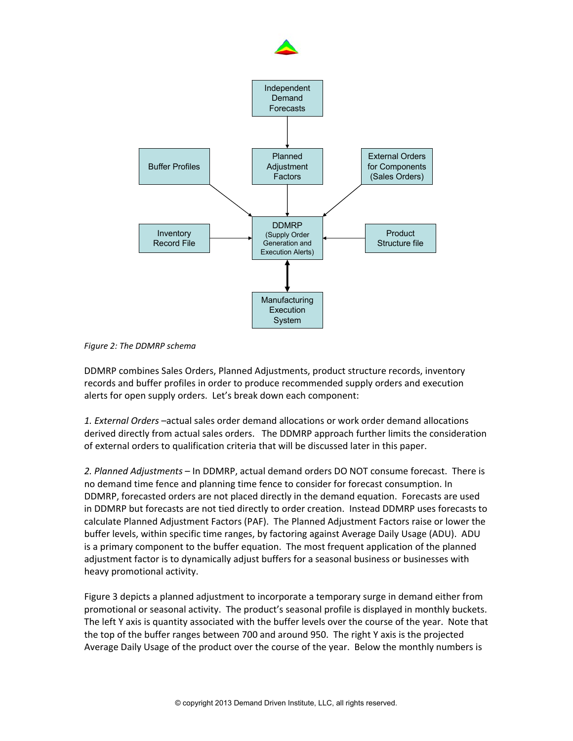Figure 2: The DDMRP schema

DDMRP combines Sales Orders, Planned Adjustments, product structure records, inventory records and buffer profiles in order to produce recommended supply orders and execution alerts for open supply orders. Let's break down each component:

*1. External Orders* –actual sales order demand allocations or work order demand allocations derived directly from actual sales orders. The DDMRP approach further limits the consideration of external orders to qualification criteria that will be discussed later in this paper.

*2. Planned Adjustments* – In DDMRP, actual demand orders DO NOT consume forecast. There is no demand time fence and planning time fence to consider for forecast consumption. In DDMRP, forecasted orders are not placed directly in the demand equation. Forecasts are used in DDMRP but forecasts are not tied directly to order creation. Instead DDMRP uses forecasts to calculate Planned Adjustment Factors (PAF). The Planned Adjustment Factors raise or lower the buffer levels, within specific time ranges, by factoring against Average Daily Usage (ADU). ADU is a primary component to the buffer equation. The most frequent application of the planned adjustment factor is to dynamically adjust buffers for a seasonal business or businesses with heavy promotional activity.

Figure 3 depicts a planned adjustment to incorporate a temporary surge in demand either from promotional or seasonal activity. The product's seasonal profile is displayed in monthly buckets. The left Y axis is quantity associated with the buffer levels over the course of the year. Note that the top of the buffer ranges between 700 and around 950. The right Y axis is the projected Average Daily Usage of the product over the course of the year. Below the monthly numbers is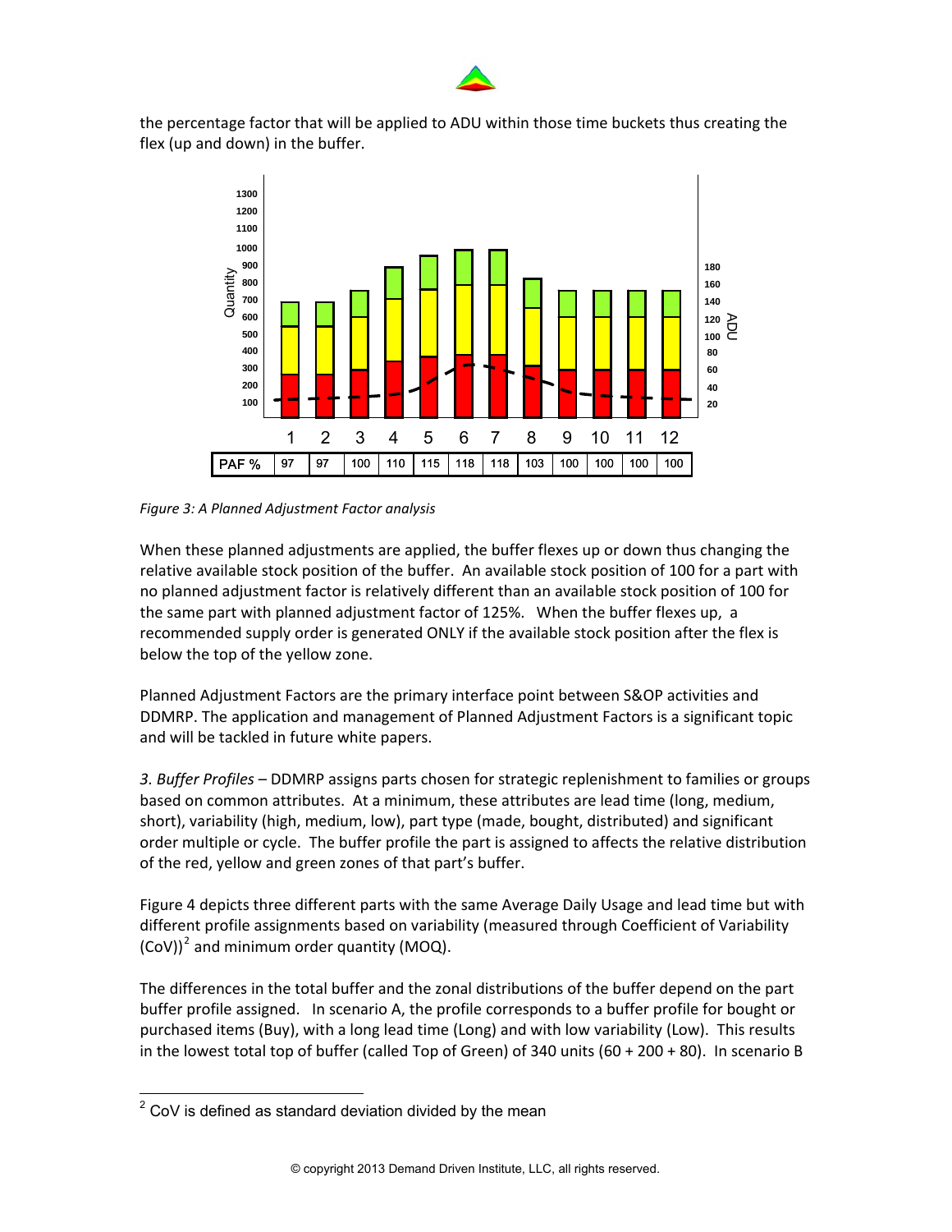the percentage factor that will be applied to ADU within those time buckets thus creating the flex (up and down) in the buffer.

| | 1 | 2 | 3 | 4 | 5 | 6 | 7 | 8 | 9 | 10 | 11 | 12 |
|---|---|---|---|---|---|---|---|---|---|---|---|---|
| PAF % | 97 | 97 | 100 | 110 | 115 | 118 | 118 | 103 | 100 | 100 | 100 | 100 |

*Figure 3: A Planned Adjustment Factor analysis*

When these planned adjustments are applied, the buffer flexes up or down thus changing the relative available stock position of the buffer. An available stock position of 100 for a part with no planned adjustment factor is relatively different than an available stock position of 100 for the same part with planned adjustment factor of 125%. When the buffer flexes up, a recommended supply order is generated ONLY if the available stock position after the flex is below the top of the yellow zone.

Planned Adjustment Factors are the primary interface point between S&OP activities and DDMRP. The application and management of Planned Adjustment Factors is a significant topic and will be tackled in future white papers.

*3. Buffer Profiles* – DDMRP assigns parts chosen for strategic replenishment to families or groups based on common attributes. At a minimum, these attributes are lead time (long, medium, short), variability (high, medium, low), part type (made, bought, distributed) and significant order multiple or cycle. The buffer profile the part is assigned to affects the relative distribution of the red, yellow and green zones of that part's buffer.

Figure 4 depicts three different parts with the same Average Daily Usage and lead time but with different profile assignments based on variability (measured through Coefficient of Variability (CoV))[2] and minimum order quantity (MOQ).

The differences in the total buffer and the zonal distributions of the buffer depend on the part buffer profile assigned. In scenario A, the profile corresponds to a buffer profile for bought or purchased items (Buy), with a long lead time (Long) and with low variability (Low). This results in the lowest total top of buffer (called Top of Green) of 340 units (60 + 200 + 80). In scenario B

[2] CoV is defined as standard deviation divided by the mean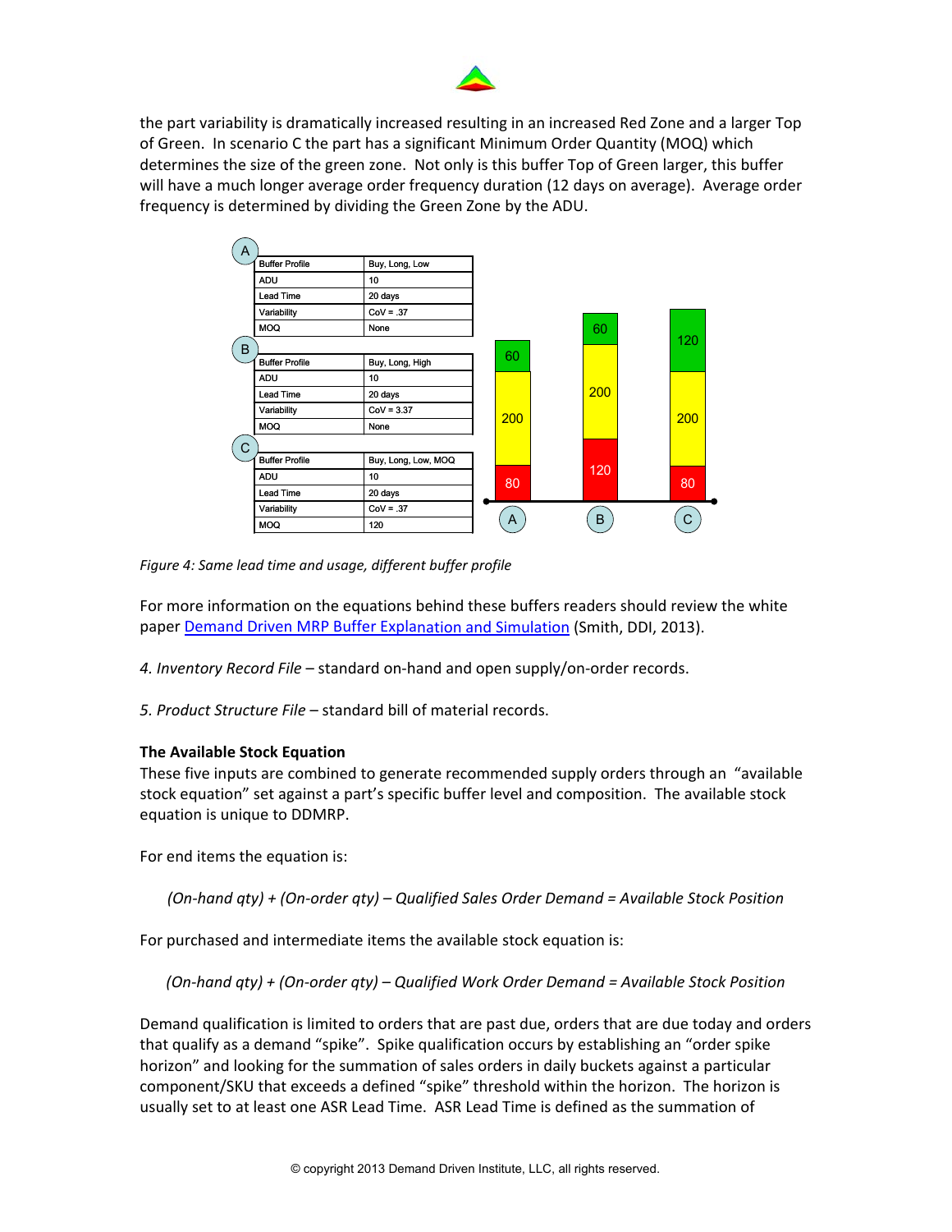the part variability is dramatically increased resulting in an increased Red Zone and a larger Top of Green. In scenario C the part has a significant Minimum Order Quantity (MOQ) which determines the size of the green zone. Not only is this buffer Top of Green larger, this buffer will have a much longer average order frequency duration (12 days on average). Average order frequency is determined by dividing the Green Zone by the ADU.

**A**

| Buffer Profile | Buy, Long, Low |
|---|---|
| ADU | 10 |
| Lead Time | 20 days |
| Variability | CoV = .37 |
| MOQ | None |

**B**

| Buffer Profile | Buy, Long, High |
|---|---|
| ADU | 10 |
| Lead Time | 20 days |
| Variability | CoV = 3.37 |
| MOQ | None |

**C**

| Buffer Profile | Buy, Long, Low, MOQ |
|---|---|
| ADU | 10 |
| Lead Time | 20 days |
| Variability | CoV = .37 |
| MOQ | 120 |

| Buffer | Green | Yellow | Red |
|---|---|---|---|
| A | 60 | 200 | 80 |
| B | 60 | 200 | 120 |
| C | 120 | 200 | 80 |

*Figure 4: Same lead time and usage, different buffer profile*

For more information on the equations behind these buffers readers should review the white paper Demand Driven MRP Buffer Explanation and Simulation (Smith, DDI, 2013).

*4. Inventory Record File* – standard on-hand and open supply/on-order records.

*5. Product Structure File* – standard bill of material records.

**The Available Stock Equation**

These five inputs are combined to generate recommended supply orders through an "available stock equation" set against a part's specific buffer level and composition. The available stock equation is unique to DDMRP.

For end items the equation is:

*(On-hand qty) + (On-order qty) – Qualified Sales Order Demand = Available Stock Position*

For purchased and intermediate items the available stock equation is:

*(On-hand qty) + (On-order qty) – Qualified Work Order Demand = Available Stock Position*

Demand qualification is limited to orders that are past due, orders that are due today and orders that qualify as a demand "spike". Spike qualification occurs by establishing an "order spike horizon" and looking for the summation of sales orders in daily buckets against a particular component/SKU that exceeds a defined "spike" threshold within the horizon. The horizon is usually set to at least one ASR Lead Time. ASR Lead Time is defined as the summation of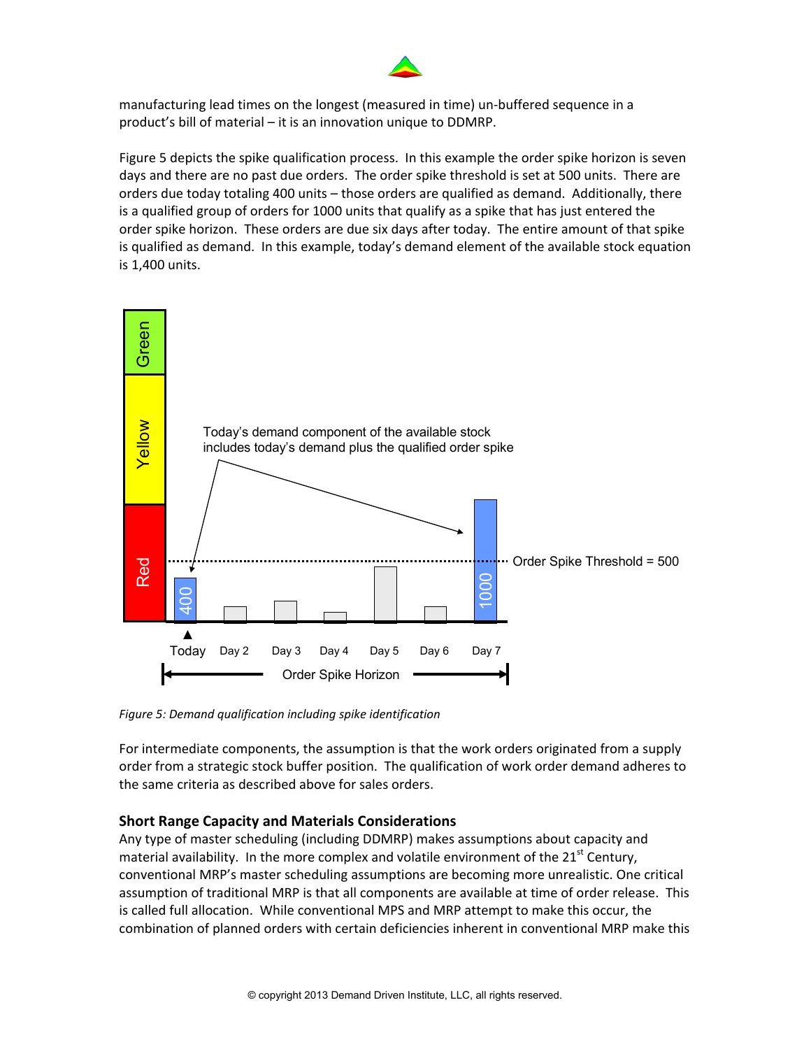manufacturing lead times on the longest (measured in time) un-buffered sequence in a product's bill of material – it is an innovation unique to DDMRP.

Figure 5 depicts the spike qualification process. In this example the order spike horizon is seven days and there are no past due orders. The order spike threshold is set at 500 units. There are orders due today totaling 400 units – those orders are qualified as demand. Additionally, there is a qualified group of orders for 1000 units that qualify as a spike that has just entered the order spike horizon. These orders are due six days after today. The entire amount of that spike is qualified as demand. In this example, today's demand element of the available stock equation is 1,400 units.

*Figure 5: Demand qualification including spike identification*

For intermediate components, the assumption is that the work orders originated from a supply order from a strategic stock buffer position. The qualification of work order demand adheres to the same criteria as described above for sales orders.

### Short Range Capacity and Materials Considerations

Any type of master scheduling (including DDMRP) makes assumptions about capacity and material availability. In the more complex and volatile environment of the 21st Century, conventional MRP's master scheduling assumptions are becoming more unrealistic. One critical assumption of traditional MRP is that all components are available at time of order release. This is called full allocation. While conventional MPS and MRP attempt to make this occur, the combination of planned orders with certain deficiencies inherent in conventional MRP make this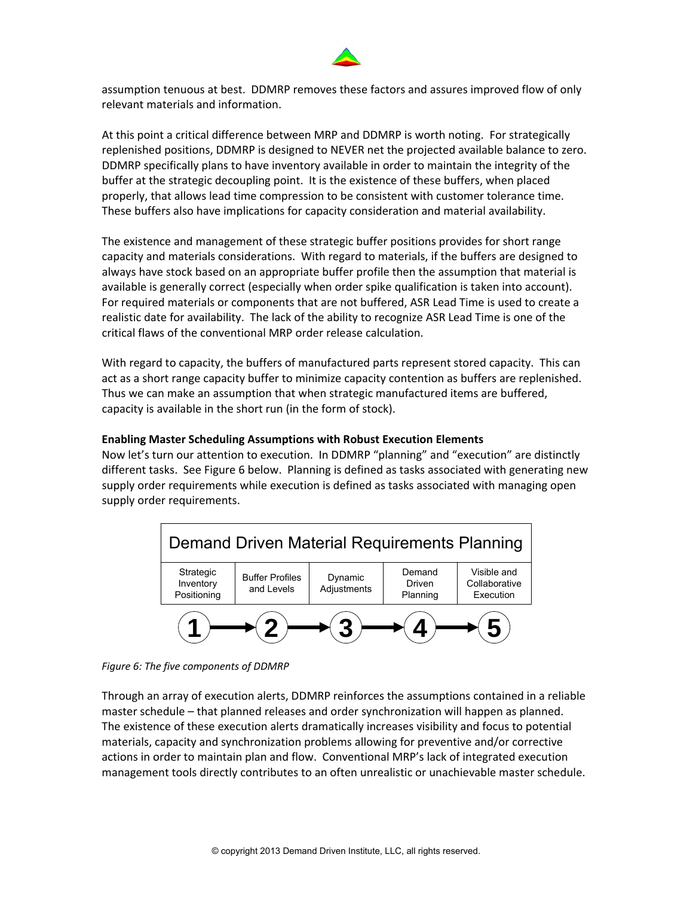assumption tenuous at best. DDMRP removes these factors and assures improved flow of only relevant materials and information.

At this point a critical difference between MRP and DDMRP is worth noting. For strategically replenished positions, DDMRP is designed to NEVER net the projected available balance to zero. DDMRP specifically plans to have inventory available in order to maintain the integrity of the buffer at the strategic decoupling point. It is the existence of these buffers, when placed properly, that allows lead time compression to be consistent with customer tolerance time. These buffers also have implications for capacity consideration and material availability.

The existence and management of these strategic buffer positions provides for short range capacity and materials considerations. With regard to materials, if the buffers are designed to always have stock based on an appropriate buffer profile then the assumption that material is available is generally correct (especially when order spike qualification is taken into account). For required materials or components that are not buffered, ASR Lead Time is used to create a realistic date for availability. The lack of the ability to recognize ASR Lead Time is one of the critical flaws of the conventional MRP order release calculation.

With regard to capacity, the buffers of manufactured parts represent stored capacity. This can act as a short range capacity buffer to minimize capacity contention as buffers are replenished. Thus we can make an assumption that when strategic manufactured items are buffered, capacity is available in the short run (in the form of stock).

**Enabling Master Scheduling Assumptions with Robust Execution Elements**

Now let's turn our attention to execution. In DDMRP "planning" and "execution" are distinctly different tasks. See Figure 6 below. Planning is defined as tasks associated with generating new supply order requirements while execution is defined as tasks associated with managing open supply order requirements.

| Demand Driven Material Requirements Planning | | | | |
|---|---|---|---|---|
| Strategic Inventory Positioning | Buffer Profiles and Levels | Dynamic Adjustments | Demand Driven Planning | Visible and Collaborative Execution |
| 1 → | 2 → | 3 → | 4 → | 5 |

*Figure 6: The five components of DDMRP*

Through an array of execution alerts, DDMRP reinforces the assumptions contained in a reliable master schedule – that planned releases and order synchronization will happen as planned. The existence of these execution alerts dramatically increases visibility and focus to potential materials, capacity and synchronization problems allowing for preventive and/or corrective actions in order to maintain plan and flow. Conventional MRP's lack of integrated execution management tools directly contributes to an often unrealistic or unachievable master schedule.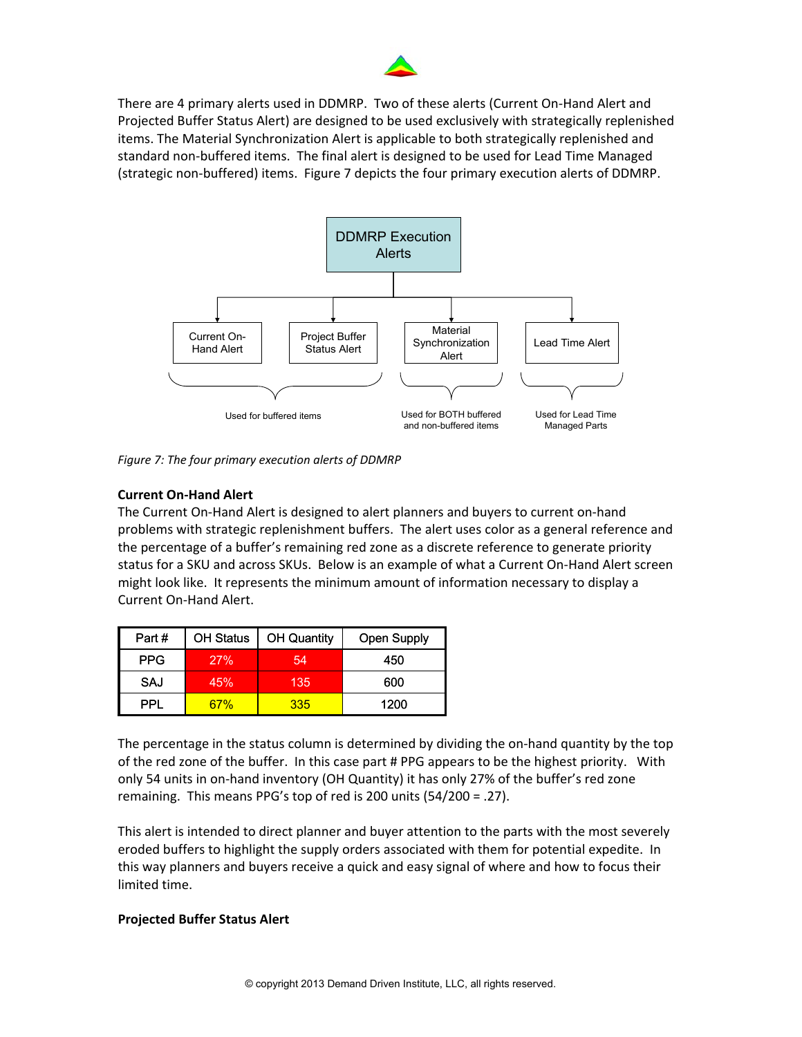There are 4 primary alerts used in DDMRP. Two of these alerts (Current On-Hand Alert and Projected Buffer Status Alert) are designed to be used exclusively with strategically replenished items. The Material Synchronization Alert is applicable to both strategically replenished and standard non-buffered items. The final alert is designed to be used for Lead Time Managed (strategic non-buffered) items. Figure 7 depicts the four primary execution alerts of DDMRP.

DDMRP Execution Alerts

- Current On-Hand Alert — Used for buffered items
- Project Buffer Status Alert — Used for buffered items
- Material Synchronization Alert — Used for BOTH buffered and non-buffered items
- Lead Time Alert — Used for Lead Time Managed Parts

*Figure 7: The four primary execution alerts of DDMRP*

**Current On-Hand Alert**

The Current On-Hand Alert is designed to alert planners and buyers to current on-hand problems with strategic replenishment buffers. The alert uses color as a general reference and the percentage of a buffer's remaining red zone as a discrete reference to generate priority status for a SKU and across SKUs. Below is an example of what a Current On-Hand Alert screen might look like. It represents the minimum amount of information necessary to display a Current On-Hand Alert.

| Part # | OH Status | OH Quantity | Open Supply |
|---|---|---|---|
| PPG | 27% | 54 | 450 |
| SAJ | 45% | 135 | 600 |
| PPL | 67% | 335 | 1200 |

The percentage in the status column is determined by dividing the on-hand quantity by the top of the red zone of the buffer. In this case part # PPG appears to be the highest priority. With only 54 units in on-hand inventory (OH Quantity) it has only 27% of the buffer's red zone remaining. This means PPG's top of red is 200 units (54/200 = .27).

This alert is intended to direct planner and buyer attention to the parts with the most severely eroded buffers to highlight the supply orders associated with them for potential expedite. In this way planners and buyers receive a quick and easy signal of where and how to focus their limited time.

**Projected Buffer Status Alert**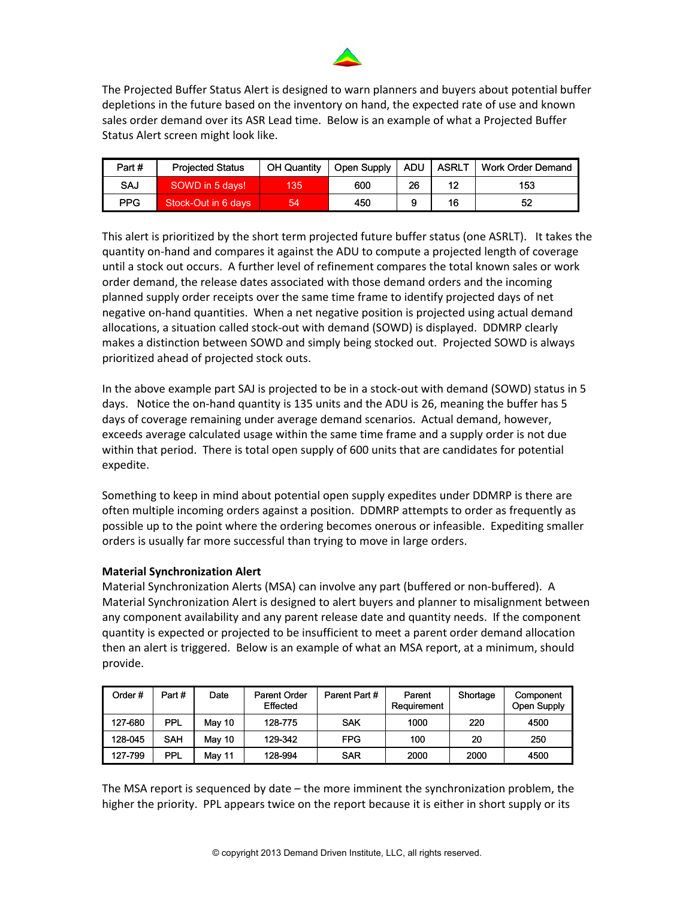The Projected Buffer Status Alert is designed to warn planners and buyers about potential buffer depletions in the future based on the inventory on hand, the expected rate of use and known sales order demand over its ASR Lead time. Below is an example of what a Projected Buffer Status Alert screen might look like.

| Part # | Projected Status | OH Quantity | Open Supply | ADU | ASRLT | Work Order Demand |
|---|---|---|---|---|---|---|
| SAJ | SOWD in 5 days! | 135 | 600 | 26 | 12 | 153 |
| PPG | Stock-Out in 6 days | 54 | 450 | 9 | 16 | 52 |

This alert is prioritized by the short term projected future buffer status (one ASRLT). It takes the quantity on-hand and compares it against the ADU to compute a projected length of coverage until a stock out occurs. A further level of refinement compares the total known sales or work order demand, the release dates associated with those demand orders and the incoming planned supply order receipts over the same time frame to identify projected days of net negative on-hand quantities. When a net negative position is projected using actual demand allocations, a situation called stock-out with demand (SOWD) is displayed. DDMRP clearly makes a distinction between SOWD and simply being stocked out. Projected SOWD is always prioritized ahead of projected stock outs.

In the above example part SAJ is projected to be in a stock-out with demand (SOWD) status in 5 days. Notice the on-hand quantity is 135 units and the ADU is 26, meaning the buffer has 5 days of coverage remaining under average demand scenarios. Actual demand, however, exceeds average calculated usage within the same time frame and a supply order is not due within that period. There is total open supply of 600 units that are candidates for potential expedite.

Something to keep in mind about potential open supply expedites under DDMRP is there are often multiple incoming orders against a position. DDMRP attempts to order as frequently as possible up to the point where the ordering becomes onerous or infeasible. Expediting smaller orders is usually far more successful than trying to move in large orders.

**Material Synchronization Alert**

Material Synchronization Alerts (MSA) can involve any part (buffered or non-buffered). A Material Synchronization Alert is designed to alert buyers and planner to misalignment between any component availability and any parent release date and quantity needs. If the component quantity is expected or projected to be insufficient to meet a parent order demand allocation then an alert is triggered. Below is an example of what an MSA report, at a minimum, should provide.

| Order # | Part # | Date | Parent Order Effected | Parent Part # | Parent Requirement | Shortage | Component Open Supply |
|---|---|---|---|---|---|---|---|
| 127-680 | PPL | May 10 | 128-775 | SAK | 1000 | 220 | 4500 |
| 128-045 | SAH | May 10 | 129-342 | FPG | 100 | 20 | 250 |
| 127-799 | PPL | May 11 | 128-994 | SAR | 2000 | 2000 | 4500 |

The MSA report is sequenced by date – the more imminent the synchronization problem, the higher the priority. PPL appears twice on the report because it is either in short supply or its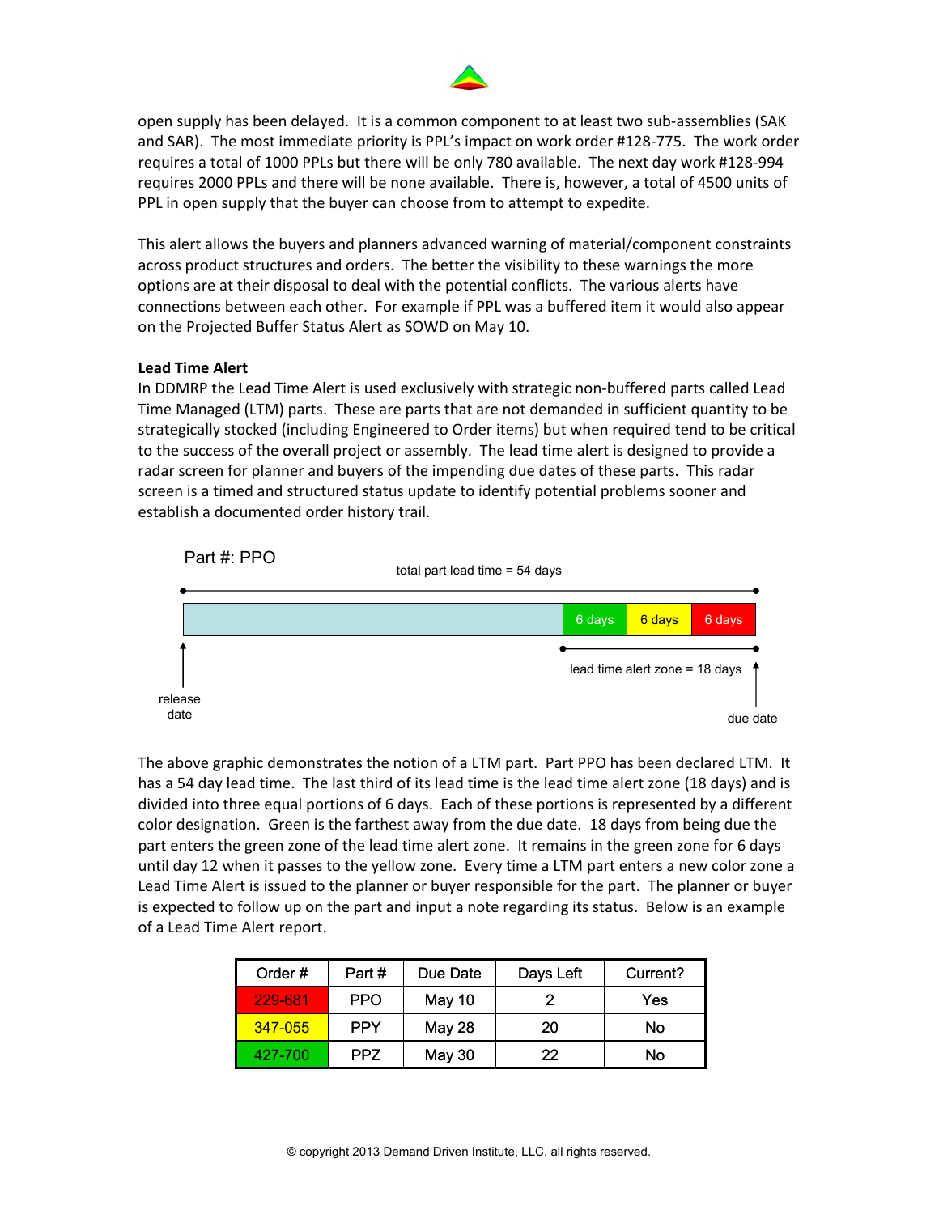open supply has been delayed. It is a common component to at least two sub-assemblies (SAK and SAR). The most immediate priority is PPL's impact on work order #128-775. The work order requires a total of 1000 PPLs but there will be only 780 available. The next day work #128-994 requires 2000 PPLs and there will be none available. There is, however, a total of 4500 units of PPL in open supply that the buyer can choose from to attempt to expedite.

This alert allows the buyers and planners advanced warning of material/component constraints across product structures and orders. The better the visibility to these warnings the more options are at their disposal to deal with the potential conflicts. The various alerts have connections between each other. For example if PPL was a buffered item it would also appear on the Projected Buffer Status Alert as SOWD on May 10.

**Lead Time Alert**

In DDMRP the Lead Time Alert is used exclusively with strategic non-buffered parts called Lead Time Managed (LTM) parts. These are parts that are not demanded in sufficient quantity to be strategically stocked (including Engineered to Order items) but when required tend to be critical to the success of the overall project or assembly. The lead time alert is designed to provide a radar screen for planner and buyers of the impending due dates of these parts. This radar screen is a timed and structured status update to identify potential problems sooner and establish a documented order history trail.

Part #: PPO

total part lead time = 54 days

| | 6 days | 6 days | 6 days |
|---|---|---|---|

lead time alert zone = 18 days

release date

due date

The above graphic demonstrates the notion of a LTM part. Part PPO has been declared LTM. It has a 54 day lead time. The last third of its lead time is the lead time alert zone (18 days) and is divided into three equal portions of 6 days. Each of these portions is represented by a different color designation. Green is the farthest away from the due date. 18 days from being due the part enters the green zone of the lead time alert zone. It remains in the green zone for 6 days until day 12 when it passes to the yellow zone. Every time a LTM part enters a new color zone a Lead Time Alert is issued to the planner or buyer responsible for the part. The planner or buyer is expected to follow up on the part and input a note regarding its status. Below is an example of a Lead Time Alert report.

| Order # | Part # | Due Date | Days Left | Current? |
|---|---|---|---|---|
| 229-681 | PPO | May 10 | 2 | Yes |
| 347-055 | PPY | May 28 | 20 | No |
| 427-700 | PPZ | May 30 | 22 | No |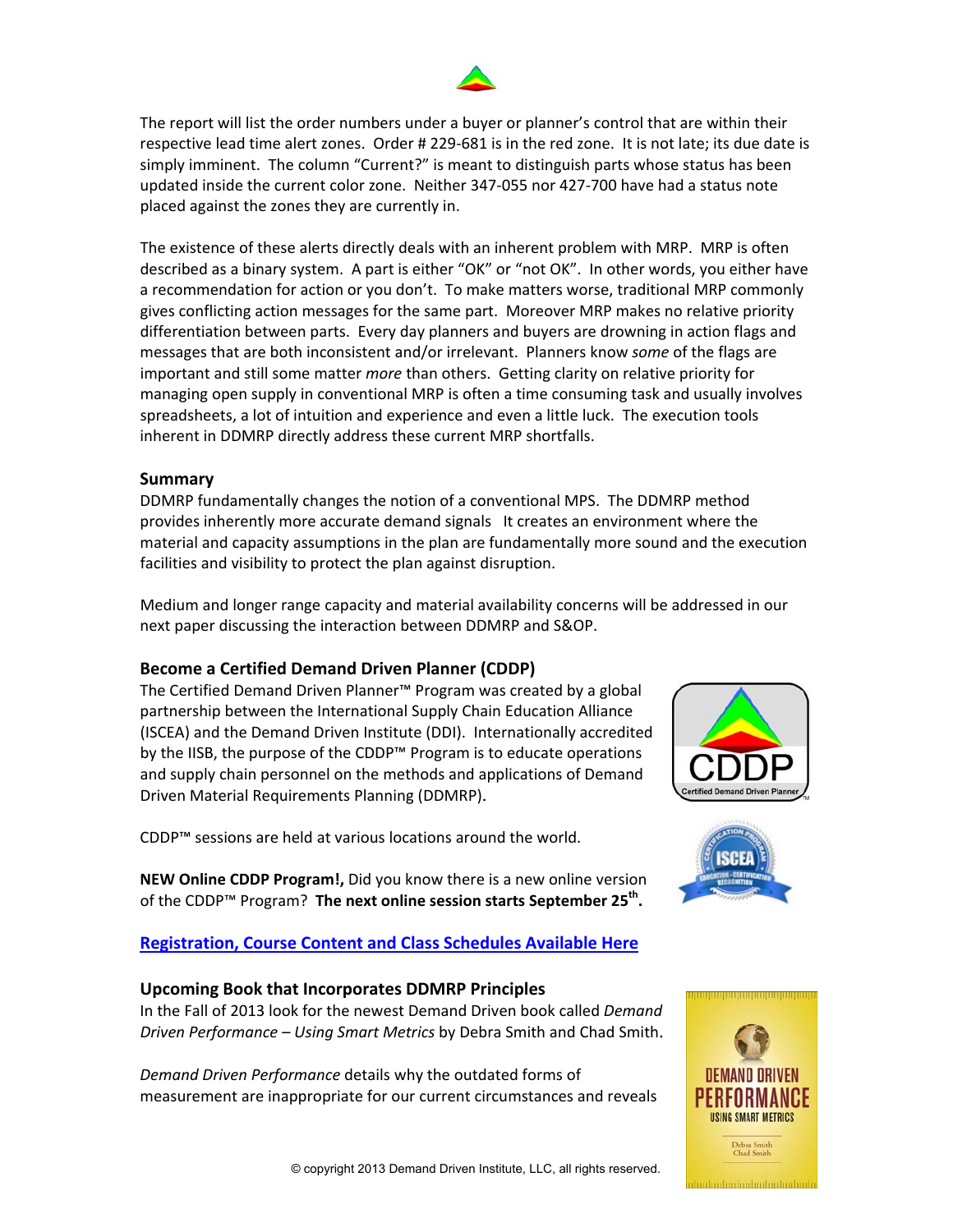The report will list the order numbers under a buyer or planner's control that are within their respective lead time alert zones. Order # 229-681 is in the red zone. It is not late; its due date is simply imminent. The column "Current?" is meant to distinguish parts whose status has been updated inside the current color zone. Neither 347-055 nor 427-700 have had a status note placed against the zones they are currently in.

The existence of these alerts directly deals with an inherent problem with MRP. MRP is often described as a binary system. A part is either "OK" or "not OK". In other words, you either have a recommendation for action or you don't. To make matters worse, traditional MRP commonly gives conflicting action messages for the same part. Moreover MRP makes no relative priority differentiation between parts. Every day planners and buyers are drowning in action flags and messages that are both inconsistent and/or irrelevant. Planners know *some* of the flags are important and still some matter *more* than others. Getting clarity on relative priority for managing open supply in conventional MRP is often a time consuming task and usually involves spreadsheets, a lot of intuition and experience and even a little luck. The execution tools inherent in DDMRP directly address these current MRP shortfalls.

### Summary

DDMRP fundamentally changes the notion of a conventional MPS. The DDMRP method provides inherently more accurate demand signals It creates an environment where the material and capacity assumptions in the plan are fundamentally more sound and the execution facilities and visibility to protect the plan against disruption.

Medium and longer range capacity and material availability concerns will be addressed in our next paper discussing the interaction between DDMRP and S&OP.

### Become a Certified Demand Driven Planner (CDDP)

The Certified Demand Driven Planner™ Program was created by a global partnership between the International Supply Chain Education Alliance (ISCEA) and the Demand Driven Institute (DDI). Internationally accredited by the IISB, the purpose of the CDDP™ Program is to educate operations and supply chain personnel on the methods and applications of Demand Driven Material Requirements Planning (DDMRP).

CDDP™ sessions are held at various locations around the world.

**NEW Online CDDP Program!,** Did you know there is a new online version of the CDDP™ Program? **The next online session starts September 25th.**

Registration, Course Content and Class Schedules Available Here

### Upcoming Book that Incorporates DDMRP Principles

In the Fall of 2013 look for the newest Demand Driven book called *Demand Driven Performance – Using Smart Metrics* by Debra Smith and Chad Smith.

*Demand Driven Performance* details why the outdated forms of measurement are inappropriate for our current circumstances and reveals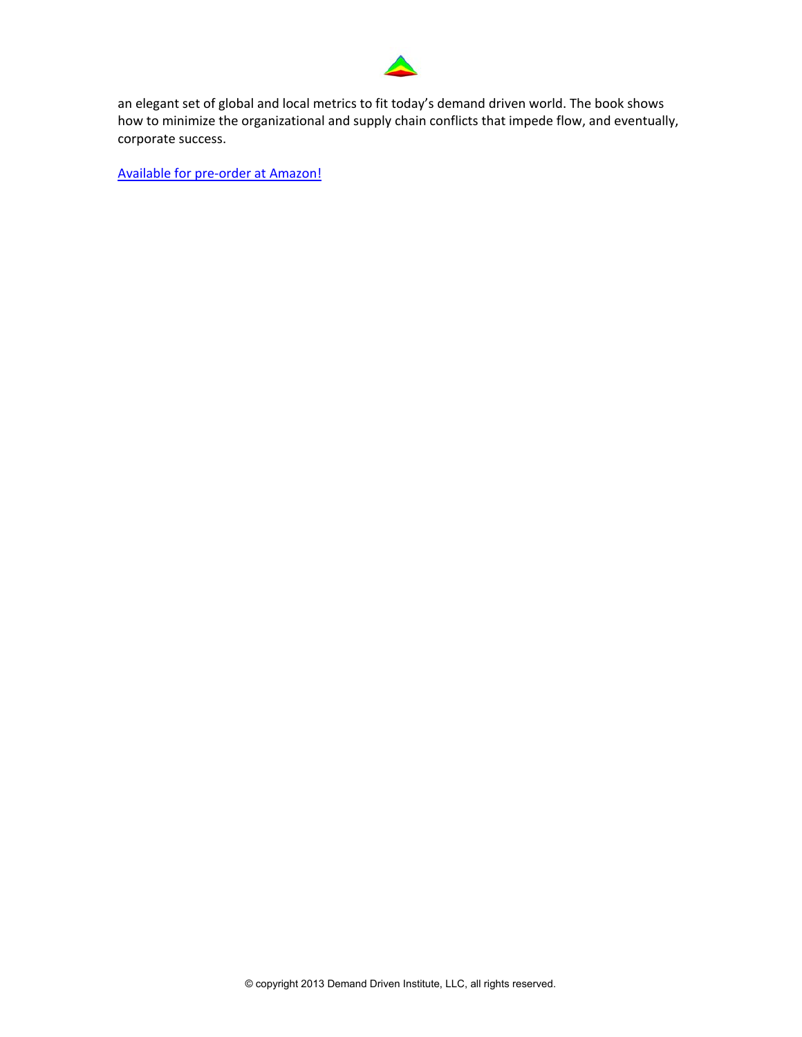an elegant set of global and local metrics to fit today's demand driven world. The book shows how to minimize the organizational and supply chain conflicts that impede flow, and eventually, corporate success.

Available for pre-order at Amazon!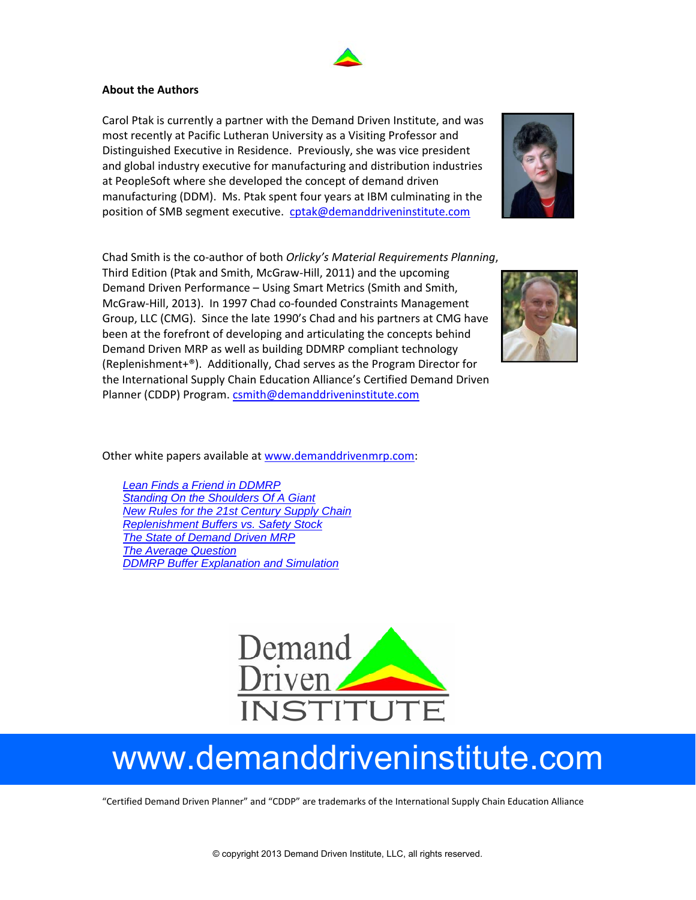**About the Authors**

Carol Ptak is currently a partner with the Demand Driven Institute, and was most recently at Pacific Lutheran University as a Visiting Professor and Distinguished Executive in Residence. Previously, she was vice president and global industry executive for manufacturing and distribution industries at PeopleSoft where she developed the concept of demand driven manufacturing (DDM). Ms. Ptak spent four years at IBM culminating in the position of SMB segment executive. cptak@demanddriveninstitute.com

Chad Smith is the co-author of both *Orlicky's Material Requirements Planning*, Third Edition (Ptak and Smith, McGraw-Hill, 2011) and the upcoming Demand Driven Performance – Using Smart Metrics (Smith and Smith, McGraw-Hill, 2013). In 1997 Chad co-founded Constraints Management Group, LLC (CMG). Since the late 1990's Chad and his partners at CMG have been at the forefront of developing and articulating the concepts behind Demand Driven MRP as well as building DDMRP compliant technology (Replenishment+®). Additionally, Chad serves as the Program Director for the International Supply Chain Education Alliance's Certified Demand Driven Planner (CDDP) Program. csmith@demanddriveninstitute.com

Other white papers available at www.demanddrivenmrp.com:

- *Lean Finds a Friend in DDMRP*
- *Standing On the Shoulders Of A Giant*
- *New Rules for the 21st Century Supply Chain*
- *Replenishment Buffers vs. Safety Stock*
- *The State of Demand Driven MRP*
- *The Average Question*
- *DDMRP Buffer Explanation and Simulation*

Demand Driven INSTITUTE

www.demanddriveninstitute.com

"Certified Demand Driven Planner" and "CDDP" are trademarks of the International Supply Chain Education Alliance

© copyright 2013 Demand Driven Institute, LLC, all rights reserved.